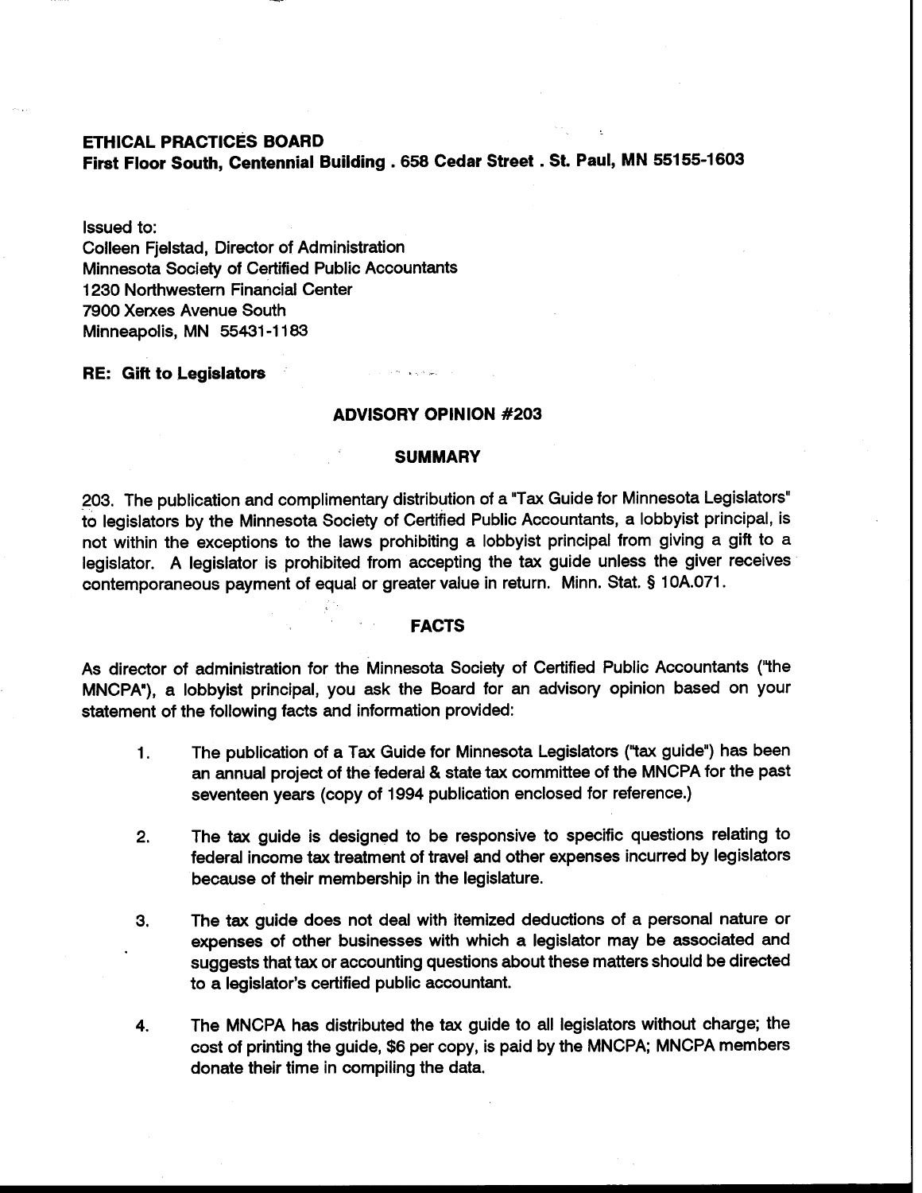**ETHICAL PRACTICES BOARD**
**First Floor South, Centennial Building . 658 Cedar Street . St. Paul, MN 55155-1603**

Issued to:
Colleen Fjelstad, Director of Administration
Minnesota Society of Certified Public Accountants
1230 Northwestern Financial Center
7900 Xerxes Avenue South
Minneapolis, MN 55431-1183

**RE: Gift to Legislators**

## ADVISORY OPINION #203

### SUMMARY

203. The publication and complimentary distribution of a "Tax Guide for Minnesota Legislators" to legislators by the Minnesota Society of Certified Public Accountants, a lobbyist principal, is not within the exceptions to the laws prohibiting a lobbyist principal from giving a gift to a legislator. A legislator is prohibited from accepting the tax guide unless the giver receives contemporaneous payment of equal or greater value in return. Minn. Stat. § 10A.071.

### FACTS

As director of administration for the Minnesota Society of Certified Public Accountants ("the MNCPA"), a lobbyist principal, you ask the Board for an advisory opinion based on your statement of the following facts and information provided:

1. The publication of a Tax Guide for Minnesota Legislators ("tax guide") has been an annual project of the federal & state tax committee of the MNCPA for the past seventeen years (copy of 1994 publication enclosed for reference.)

2. The tax guide is designed to be responsive to specific questions relating to federal income tax treatment of travel and other expenses incurred by legislators because of their membership in the legislature.

3. The tax guide does not deal with itemized deductions of a personal nature or expenses of other businesses with which a legislator may be associated and suggests that tax or accounting questions about these matters should be directed to a legislator's certified public accountant.

4. The MNCPA has distributed the tax guide to all legislators without charge; the cost of printing the guide, $6 per copy, is paid by the MNCPA; MNCPA members donate their time in compiling the data.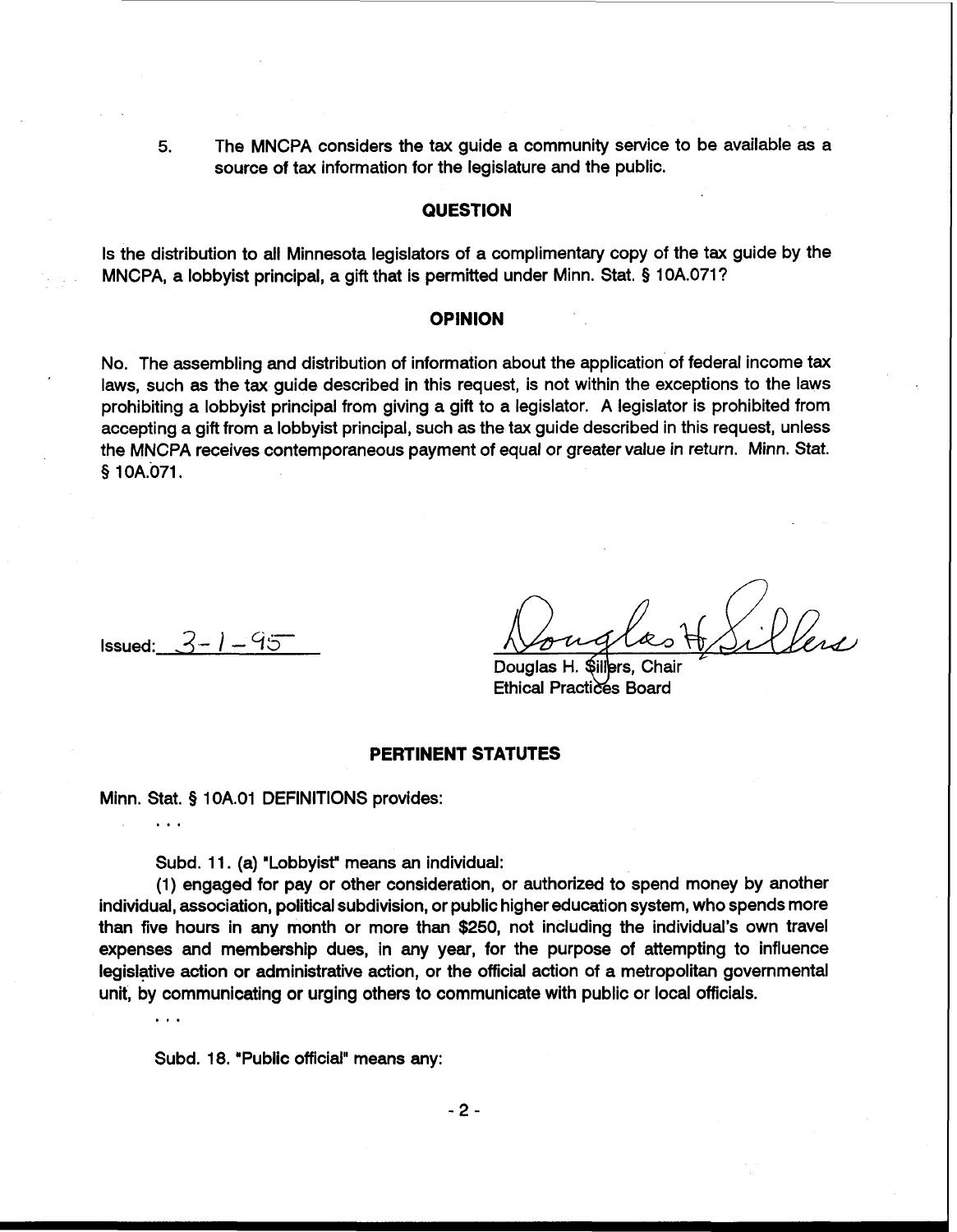5. The MNCPA considers the tax guide a community service to be available as a source of tax information for the legislature and the public.

## QUESTION

Is the distribution to all Minnesota legislators of a complimentary copy of the tax guide by the MNCPA, a lobbyist principal, a gift that is permitted under Minn. Stat. § 10A.071?

## OPINION

No. The assembling and distribution of information about the application of federal income tax laws, such as the tax guide described in this request, is not within the exceptions to the laws prohibiting a lobbyist principal from giving a gift to a legislator. A legislator is prohibited from accepting a gift from a lobbyist principal, such as the tax guide described in this request, unless the MNCPA receives contemporaneous payment of equal or greater value in return. Minn. Stat. § 10A.071.

Issued: 3-1-95

Douglas H. Sillers, Chair
Ethical Practices Board

## PERTINENT STATUTES

Minn. Stat. § 10A.01 DEFINITIONS provides:

. . .

Subd. 11. (a) "Lobbyist" means an individual:

(1) engaged for pay or other consideration, or authorized to spend money by another individual, association, political subdivision, or public higher education system, who spends more than five hours in any month or more than $250, not including the individual's own travel expenses and membership dues, in any year, for the purpose of attempting to influence legislative action or administrative action, or the official action of a metropolitan governmental unit, by communicating or urging others to communicate with public or local officials.

. . .

Subd. 18. "Public official" means any: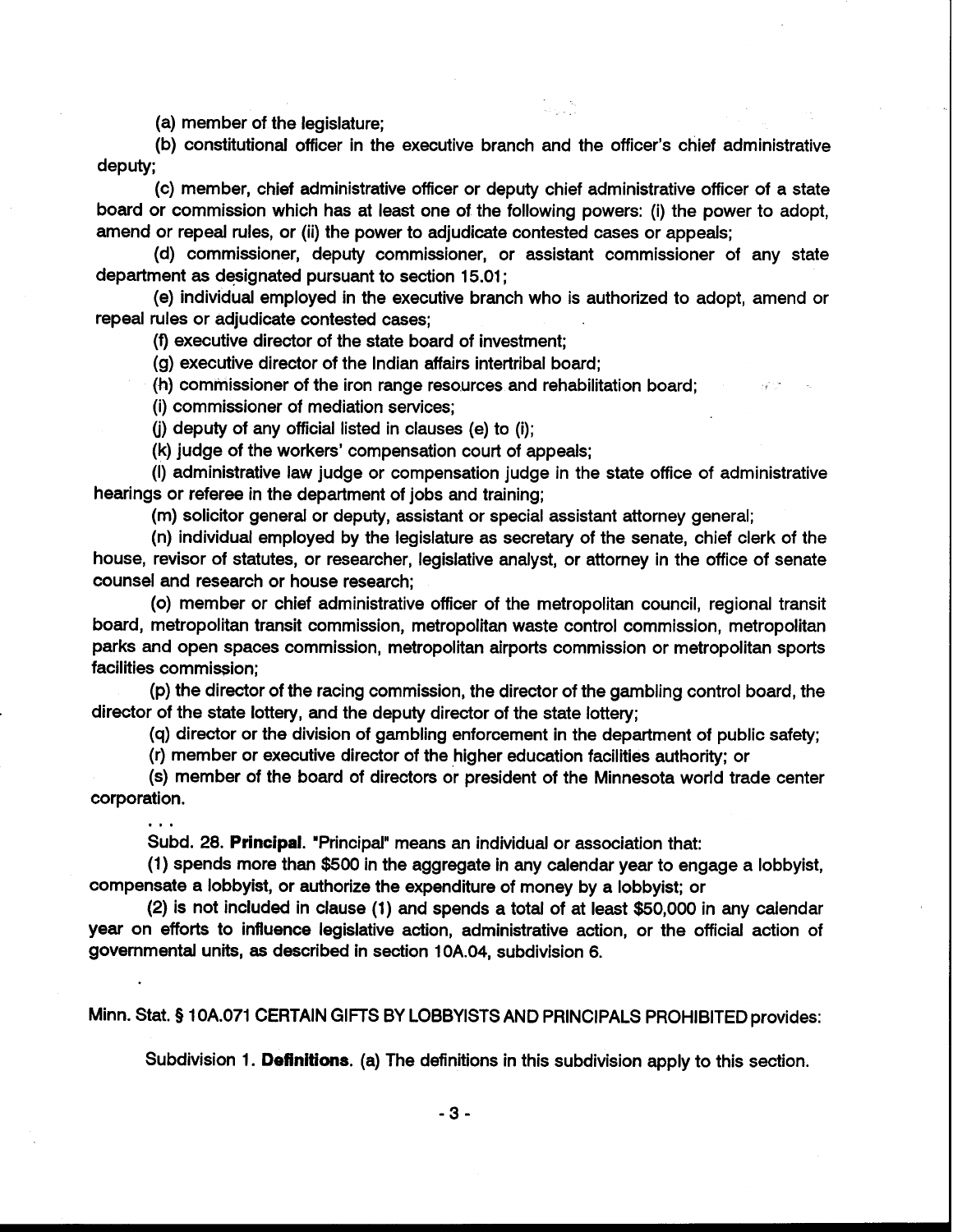(a) member of the legislature;

(b) constitutional officer in the executive branch and the officer's chief administrative deputy;

(c) member, chief administrative officer or deputy chief administrative officer of a state board or commission which has at least one of the following powers: (i) the power to adopt, amend or repeal rules, or (ii) the power to adjudicate contested cases or appeals;

(d) commissioner, deputy commissioner, or assistant commissioner of any state department as designated pursuant to section 15.01;

(e) individual employed in the executive branch who is authorized to adopt, amend or repeal rules or adjudicate contested cases;

(f) executive director of the state board of investment;

(g) executive director of the Indian affairs intertribal board;

(h) commissioner of the iron range resources and rehabilitation board;

(i) commissioner of mediation services;

(j) deputy of any official listed in clauses (e) to (i);

(k) judge of the workers' compensation court of appeals;

(l) administrative law judge or compensation judge in the state office of administrative hearings or referee in the department of jobs and training;

(m) solicitor general or deputy, assistant or special assistant attorney general;

(n) individual employed by the legislature as secretary of the senate, chief clerk of the house, revisor of statutes, or researcher, legislative analyst, or attorney in the office of senate counsel and research or house research;

(o) member or chief administrative officer of the metropolitan council, regional transit board, metropolitan transit commission, metropolitan waste control commission, metropolitan parks and open spaces commission, metropolitan airports commission or metropolitan sports facilities commission;

(p) the director of the racing commission, the director of the gambling control board, the director of the state lottery, and the deputy director of the state lottery;

(q) director or the division of gambling enforcement in the department of public safety;

(r) member or executive director of the higher education facilities authority; or

(s) member of the board of directors or president of the Minnesota world trade center corporation.

. . .

Subd. 28. **Principal.** "Principal" means an individual or association that:

(1) spends more than $500 in the aggregate in any calendar year to engage a lobbyist, compensate a lobbyist, or authorize the expenditure of money by a lobbyist; or

(2) is not included in clause (1) and spends a total of at least $50,000 in any calendar year on efforts to influence legislative action, administrative action, or the official action of governmental units, as described in section 10A.04, subdivision 6.

Minn. Stat. § 10A.071 CERTAIN GIFTS BY LOBBYISTS AND PRINCIPALS PROHIBITED provides:

Subdivision 1. **Definitions.** (a) The definitions in this subdivision apply to this section.